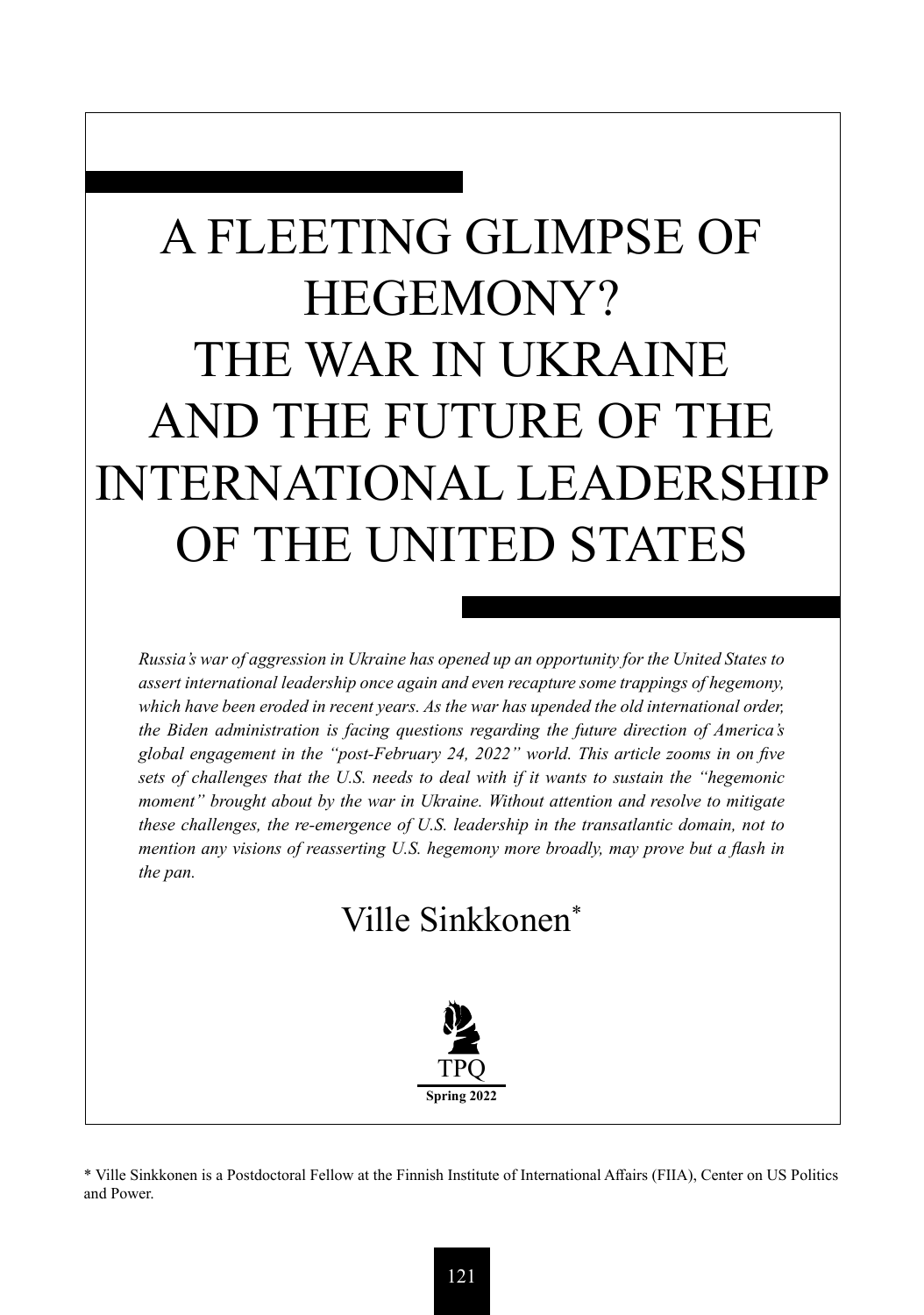# A FLEETING GLIMPSE OF HEGEMONY? THE WAR IN UKRAINE AND THE FUTURE OF THE INTERNATIONAL LEADERSHIP OF THE UNITED STATES

*Russia's war of aggression in Ukraine has opened up an opportunity for the United States to assert international leadership once again and even recapture some trappings of hegemony, which have been eroded in recent years. As the war has upended the old international order, the Biden administration is facing questions regarding the future direction of America's global engagement in the "post-February 24, 2022" world. This article zooms in on five sets of challenges that the U.S. needs to deal with if it wants to sustain the "hegemonic moment" brought about by the war in Ukraine. Without attention and resolve to mitigate these challenges, the re-emergence of U.S. leadership in the transatlantic domain, not to mention any visions of reasserting U.S. hegemony more broadly, may prove but a flash in the pan.*

Ville Sinkkonen*

TPQ
**Spring 2022**

\* Ville Sinkkonen is a Postdoctoral Fellow at the Finnish Institute of International Affairs (FIIA), Center on US Politics and Power.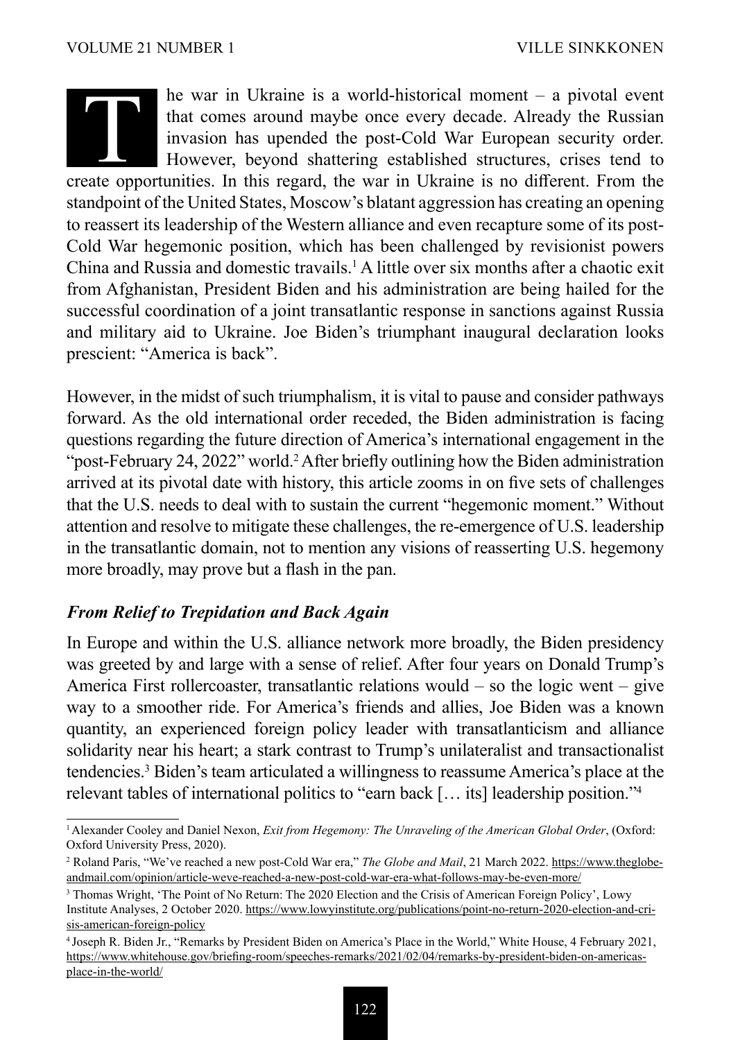The war in Ukraine is a world-historical moment – a pivotal event that comes around maybe once every decade. Already the Russian invasion has upended the post-Cold War European security order. However, beyond shattering established structures, crises tend to create opportunities. In this regard, the war in Ukraine is no different. From the standpoint of the United States, Moscow's blatant aggression has creating an opening to reassert its leadership of the Western alliance and even recapture some of its post-Cold War hegemonic position, which has been challenged by revisionist powers China and Russia and domestic travails.[1] A little over six months after a chaotic exit from Afghanistan, President Biden and his administration are being hailed for the successful coordination of a joint transatlantic response in sanctions against Russia and military aid to Ukraine. Joe Biden's triumphant inaugural declaration looks prescient: "America is back".

However, in the midst of such triumphalism, it is vital to pause and consider pathways forward. As the old international order receded, the Biden administration is facing questions regarding the future direction of America's international engagement in the "post-February 24, 2022" world.[2] After briefly outlining how the Biden administration arrived at its pivotal date with history, this article zooms in on five sets of challenges that the U.S. needs to deal with to sustain the current "hegemonic moment." Without attention and resolve to mitigate these challenges, the re-emergence of U.S. leadership in the transatlantic domain, not to mention any visions of reasserting U.S. hegemony more broadly, may prove but a flash in the pan.

### *From Relief to Trepidation and Back Again*

In Europe and within the U.S. alliance network more broadly, the Biden presidency was greeted by and large with a sense of relief. After four years on Donald Trump's America First rollercoaster, transatlantic relations would – so the logic went – give way to a smoother ride. For America's friends and allies, Joe Biden was a known quantity, an experienced foreign policy leader with transatlanticism and alliance solidarity near his heart; a stark contrast to Trump's unilateralist and transactionalist tendencies.[3] Biden's team articulated a willingness to reassume America's place at the relevant tables of international politics to "earn back [… its] leadership position."[4]

---

[1] Alexander Cooley and Daniel Nexon, *Exit from Hegemony: The Unraveling of the American Global Order*, (Oxford: Oxford University Press, 2020).

[2] Roland Paris, "We've reached a new post-Cold War era," *The Globe and Mail*, 21 March 2022. https://www.theglobeandmail.com/opinion/article-weve-reached-a-new-post-cold-war-era-what-follows-may-be-even-more/

[3] Thomas Wright, 'The Point of No Return: The 2020 Election and the Crisis of American Foreign Policy', Lowy Institute Analyses, 2 October 2020. https://www.lowyinstitute.org/publications/point-no-return-2020-election-and-crisis-american-foreign-policy

[4] Joseph R. Biden Jr., "Remarks by President Biden on America's Place in the World," White House, 4 February 2021, https://www.whitehouse.gov/briefing-room/speeches-remarks/2021/02/04/remarks-by-president-biden-on-americas-place-in-the-world/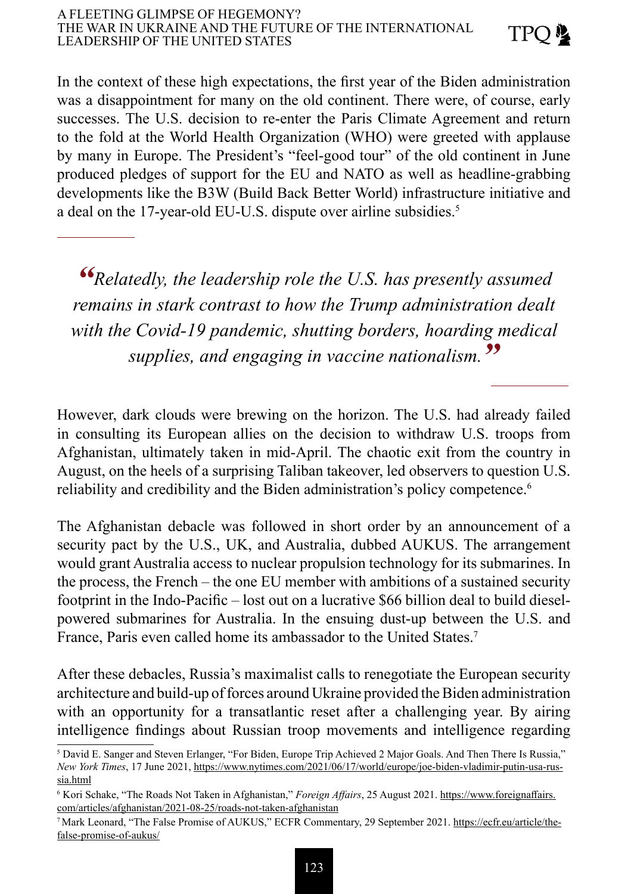In the context of these high expectations, the first year of the Biden administration was a disappointment for many on the old continent. There were, of course, early successes. The U.S. decision to re-enter the Paris Climate Agreement and return to the fold at the World Health Organization (WHO) were greeted with applause by many in Europe. The President's "feel-good tour" of the old continent in June produced pledges of support for the EU and NATO as well as headline-grabbing developments like the B3W (Build Back Better World) infrastructure initiative and a deal on the 17-year-old EU-U.S. dispute over airline subsidies.[5]

> *"Relatedly, the leadership role the U.S. has presently assumed remains in stark contrast to how the Trump administration dealt with the Covid-19 pandemic, shutting borders, hoarding medical supplies, and engaging in vaccine nationalism."*

However, dark clouds were brewing on the horizon. The U.S. had already failed in consulting its European allies on the decision to withdraw U.S. troops from Afghanistan, ultimately taken in mid-April. The chaotic exit from the country in August, on the heels of a surprising Taliban takeover, led observers to question U.S. reliability and credibility and the Biden administration's policy competence.[6]

The Afghanistan debacle was followed in short order by an announcement of a security pact by the U.S., UK, and Australia, dubbed AUKUS. The arrangement would grant Australia access to nuclear propulsion technology for its submarines. In the process, the French – the one EU member with ambitions of a sustained security footprint in the Indo-Pacific – lost out on a lucrative $66 billion deal to build diesel-powered submarines for Australia. In the ensuing dust-up between the U.S. and France, Paris even called home its ambassador to the United States.[7]

After these debacles, Russia's maximalist calls to renegotiate the European security architecture and build-up of forces around Ukraine provided the Biden administration with an opportunity for a transatlantic reset after a challenging year. By airing intelligence findings about Russian troop movements and intelligence regarding

---

[5] David E. Sanger and Steven Erlanger, "For Biden, Europe Trip Achieved 2 Major Goals. And Then There Is Russia," *New York Times*, 17 June 2021, https://www.nytimes.com/2021/06/17/world/europe/joe-biden-vladimir-putin-usa-russia.html

[6] Kori Schake, "The Roads Not Taken in Afghanistan," *Foreign Affairs*, 25 August 2021. https://www.foreignaffairs.com/articles/afghanistan/2021-08-25/roads-not-taken-afghanistan

[7] Mark Leonard, "The False Promise of AUKUS," ECFR Commentary, 29 September 2021. https://ecfr.eu/article/the-false-promise-of-aukus/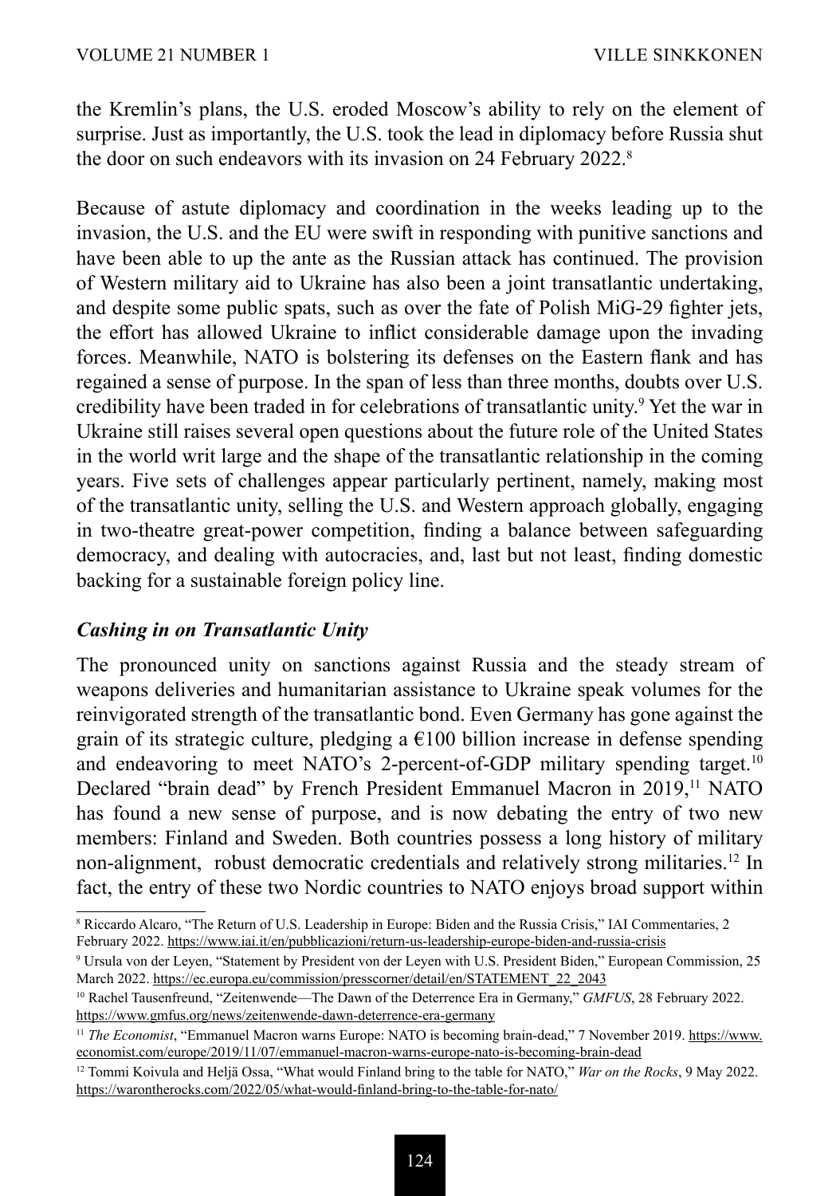the Kremlin's plans, the U.S. eroded Moscow's ability to rely on the element of surprise. Just as importantly, the U.S. took the lead in diplomacy before Russia shut the door on such endeavors with its invasion on 24 February 2022.[8]

Because of astute diplomacy and coordination in the weeks leading up to the invasion, the U.S. and the EU were swift in responding with punitive sanctions and have been able to up the ante as the Russian attack has continued. The provision of Western military aid to Ukraine has also been a joint transatlantic undertaking, and despite some public spats, such as over the fate of Polish MiG-29 fighter jets, the effort has allowed Ukraine to inflict considerable damage upon the invading forces. Meanwhile, NATO is bolstering its defenses on the Eastern flank and has regained a sense of purpose. In the span of less than three months, doubts over U.S. credibility have been traded in for celebrations of transatlantic unity.[9] Yet the war in Ukraine still raises several open questions about the future role of the United States in the world writ large and the shape of the transatlantic relationship in the coming years. Five sets of challenges appear particularly pertinent, namely, making most of the transatlantic unity, selling the U.S. and Western approach globally, engaging in two-theatre great-power competition, finding a balance between safeguarding democracy, and dealing with autocracies, and, last but not least, finding domestic backing for a sustainable foreign policy line.

### *Cashing in on Transatlantic Unity*

The pronounced unity on sanctions against Russia and the steady stream of weapons deliveries and humanitarian assistance to Ukraine speak volumes for the reinvigorated strength of the transatlantic bond. Even Germany has gone against the grain of its strategic culture, pledging a €100 billion increase in defense spending and endeavoring to meet NATO's 2-percent-of-GDP military spending target.[10] Declared "brain dead" by French President Emmanuel Macron in 2019,[11] NATO has found a new sense of purpose, and is now debating the entry of two new members: Finland and Sweden. Both countries possess a long history of military non-alignment, robust democratic credentials and relatively strong militaries.[12] In fact, the entry of these two Nordic countries to NATO enjoys broad support within

---

[8] Riccardo Alcaro, "The Return of U.S. Leadership in Europe: Biden and the Russia Crisis," IAI Commentaries, 2 February 2022. https://www.iai.it/en/pubblicazioni/return-us-leadership-europe-biden-and-russia-crisis

[9] Ursula von der Leyen, "Statement by President von der Leyen with U.S. President Biden," European Commission, 25 March 2022. https://ec.europa.eu/commission/presscorner/detail/en/STATEMENT_22_2043

[10] Rachel Tausenfreund, "Zeitenwende—The Dawn of the Deterrence Era in Germany," *GMFUS*, 28 February 2022. https://www.gmfus.org/news/zeitenwende-dawn-deterrence-era-germany

[11] *The Economist*, "Emmanuel Macron warns Europe: NATO is becoming brain-dead," 7 November 2019. https://www.economist.com/europe/2019/11/07/emmanuel-macron-warns-europe-nato-is-becoming-brain-dead

[12] Tommi Koivula and Heljä Ossa, "What would Finland bring to the table for NATO," *War on the Rocks*, 9 May 2022. https://warontherocks.com/2022/05/what-would-finland-bring-to-the-table-for-nato/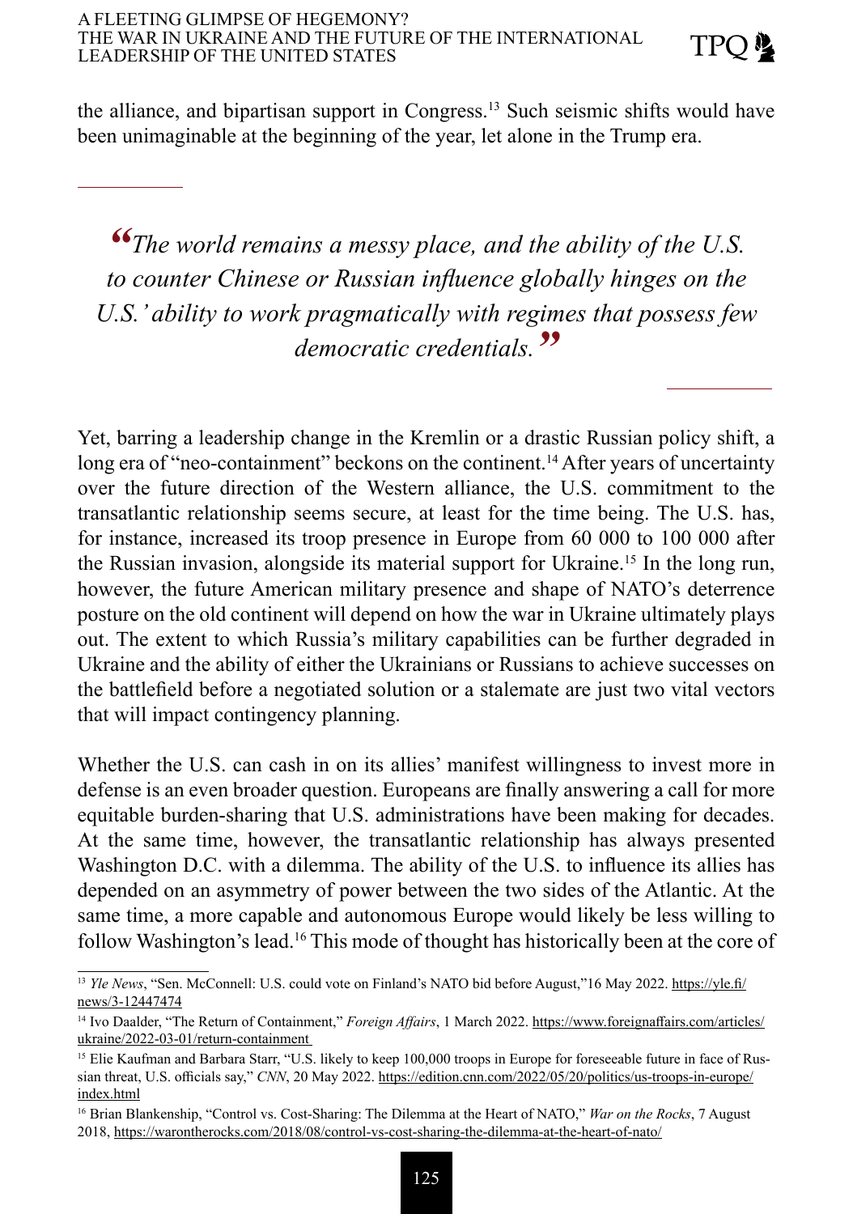the alliance, and bipartisan support in Congress.[13] Such seismic shifts would have been unimaginable at the beginning of the year, let alone in the Trump era.

> *"The world remains a messy place, and the ability of the U.S. to counter Chinese or Russian influence globally hinges on the U.S.' ability to work pragmatically with regimes that possess few democratic credentials."*

Yet, barring a leadership change in the Kremlin or a drastic Russian policy shift, a long era of "neo-containment" beckons on the continent.[14] After years of uncertainty over the future direction of the Western alliance, the U.S. commitment to the transatlantic relationship seems secure, at least for the time being. The U.S. has, for instance, increased its troop presence in Europe from 60 000 to 100 000 after the Russian invasion, alongside its material support for Ukraine.[15] In the long run, however, the future American military presence and shape of NATO's deterrence posture on the old continent will depend on how the war in Ukraine ultimately plays out. The extent to which Russia's military capabilities can be further degraded in Ukraine and the ability of either the Ukrainians or Russians to achieve successes on the battlefield before a negotiated solution or a stalemate are just two vital vectors that will impact contingency planning.

Whether the U.S. can cash in on its allies' manifest willingness to invest more in defense is an even broader question. Europeans are finally answering a call for more equitable burden-sharing that U.S. administrations have been making for decades. At the same time, however, the transatlantic relationship has always presented Washington D.C. with a dilemma. The ability of the U.S. to influence its allies has depended on an asymmetry of power between the two sides of the Atlantic. At the same time, a more capable and autonomous Europe would likely be less willing to follow Washington's lead.[16] This mode of thought has historically been at the core of

---

[13] *Yle News*, "Sen. McConnell: U.S. could vote on Finland's NATO bid before August," 16 May 2022. https://yle.fi/news/3-12447474

[14] Ivo Daalder, "The Return of Containment," *Foreign Affairs*, 1 March 2022. https://www.foreignaffairs.com/articles/ukraine/2022-03-01/return-containment

[15] Elie Kaufman and Barbara Starr, "U.S. likely to keep 100,000 troops in Europe for foreseeable future in face of Russian threat, U.S. officials say," *CNN*, 20 May 2022. https://edition.cnn.com/2022/05/20/politics/us-troops-in-europe/index.html

[16] Brian Blankenship, "Control vs. Cost-Sharing: The Dilemma at the Heart of NATO," *War on the Rocks*, 7 August 2018, https://warontherocks.com/2018/08/control-vs-cost-sharing-the-dilemma-at-the-heart-of-nato/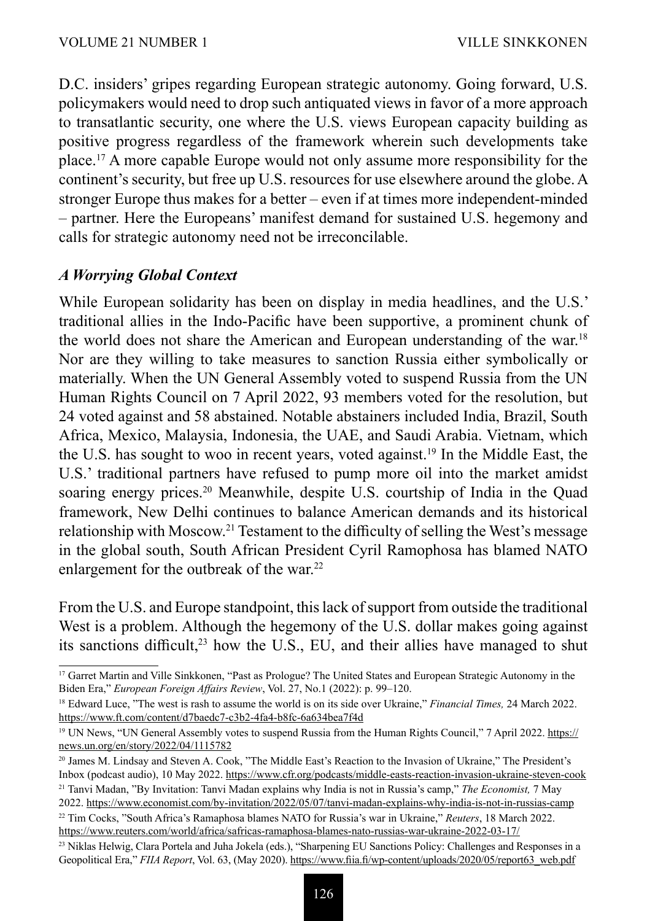D.C. insiders' gripes regarding European strategic autonomy. Going forward, U.S. policymakers would need to drop such antiquated views in favor of a more approach to transatlantic security, one where the U.S. views European capacity building as positive progress regardless of the framework wherein such developments take place.[17] A more capable Europe would not only assume more responsibility for the continent's security, but free up U.S. resources for use elsewhere around the globe. A stronger Europe thus makes for a better – even if at times more independent-minded – partner. Here the Europeans' manifest demand for sustained U.S. hegemony and calls for strategic autonomy need not be irreconcilable.

### *A Worrying Global Context*

While European solidarity has been on display in media headlines, and the U.S.' traditional allies in the Indo-Pacific have been supportive, a prominent chunk of the world does not share the American and European understanding of the war.[18] Nor are they willing to take measures to sanction Russia either symbolically or materially. When the UN General Assembly voted to suspend Russia from the UN Human Rights Council on 7 April 2022, 93 members voted for the resolution, but 24 voted against and 58 abstained. Notable abstainers included India, Brazil, South Africa, Mexico, Malaysia, Indonesia, the UAE, and Saudi Arabia. Vietnam, which the U.S. has sought to woo in recent years, voted against.[19] In the Middle East, the U.S.' traditional partners have refused to pump more oil into the market amidst soaring energy prices.[20] Meanwhile, despite U.S. courtship of India in the Quad framework, New Delhi continues to balance American demands and its historical relationship with Moscow.[21] Testament to the difficulty of selling the West's message in the global south, South African President Cyril Ramophosa has blamed NATO enlargement for the outbreak of the war.[22]

From the U.S. and Europe standpoint, this lack of support from outside the traditional West is a problem. Although the hegemony of the U.S. dollar makes going against its sanctions difficult,[23] how the U.S., EU, and their allies have managed to shut

---

[17] Garret Martin and Ville Sinkkonen, "Past as Prologue? The United States and European Strategic Autonomy in the Biden Era," *European Foreign Affairs Review*, Vol. 27, No.1 (2022): p. 99–120.

[18] Edward Luce, "The west is rash to assume the world is on its side over Ukraine," *Financial Times,* 24 March 2022. https://www.ft.com/content/d7baedc7-c3b2-4fa4-b8fc-6a634bea7f4d

[19] UN News, "UN General Assembly votes to suspend Russia from the Human Rights Council," 7 April 2022. https://news.un.org/en/story/2022/04/1115782

[20] James M. Lindsay and Steven A. Cook, "The Middle East's Reaction to the Invasion of Ukraine," The President's Inbox (podcast audio), 10 May 2022. https://www.cfr.org/podcasts/middle-easts-reaction-invasion-ukraine-steven-cook

[21] Tanvi Madan, "By Invitation: Tanvi Madan explains why India is not in Russia's camp," *The Economist,* 7 May 2022. https://www.economist.com/by-invitation/2022/05/07/tanvi-madan-explains-why-india-is-not-in-russias-camp

[22] Tim Cocks, "South Africa's Ramaphosa blames NATO for Russia's war in Ukraine," *Reuters*, 18 March 2022. https://www.reuters.com/world/africa/safricas-ramaphosa-blames-nato-russias-war-ukraine-2022-03-17/

[23] Niklas Helwig, Clara Portela and Juha Jokela (eds.), "Sharpening EU Sanctions Policy: Challenges and Responses in a Geopolitical Era," *FIIA Report*, Vol. 63, (May 2020). https://www.fiia.fi/wp-content/uploads/2020/05/report63_web.pdf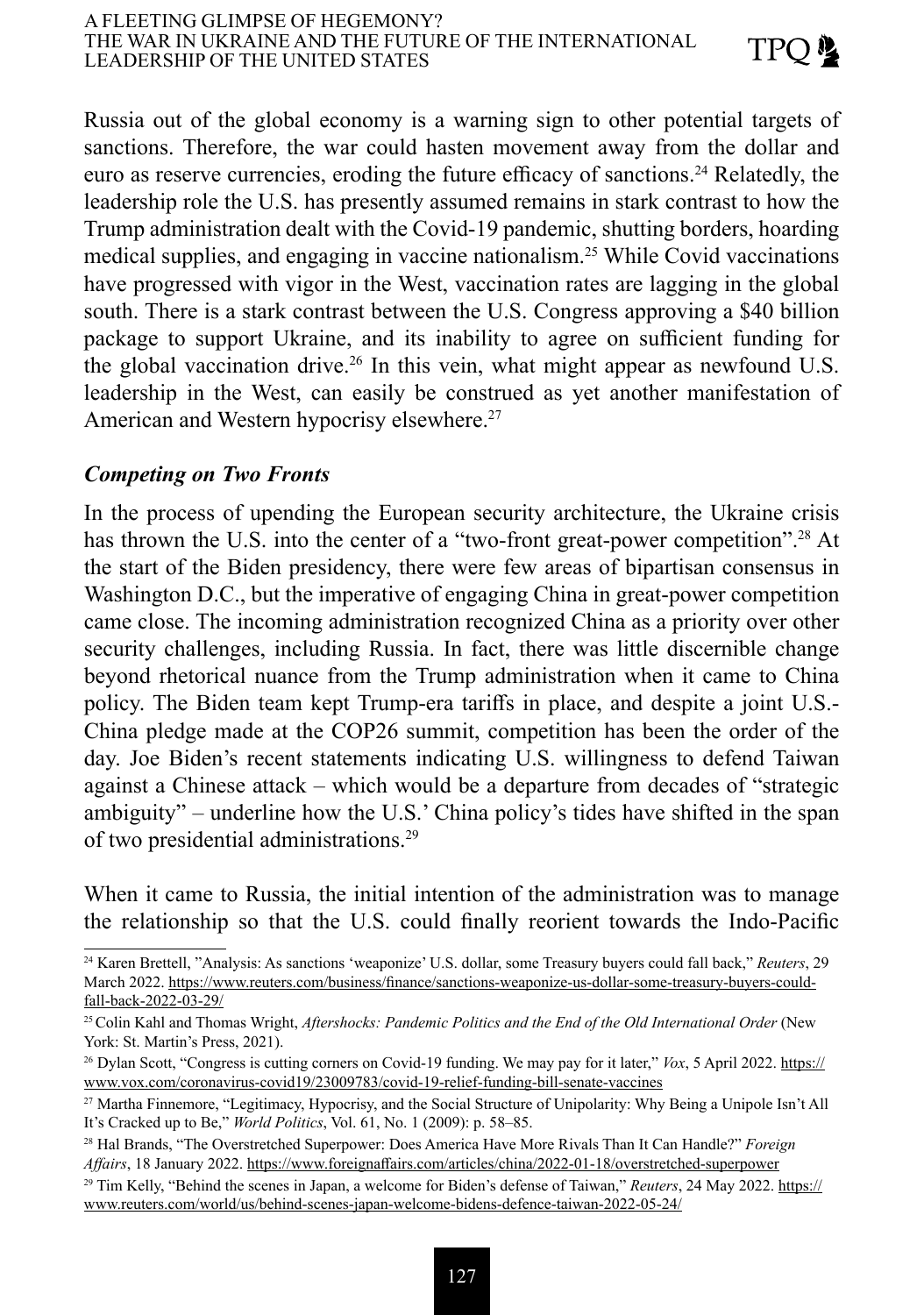Russia out of the global economy is a warning sign to other potential targets of sanctions. Therefore, the war could hasten movement away from the dollar and euro as reserve currencies, eroding the future efficacy of sanctions.[24] Relatedly, the leadership role the U.S. has presently assumed remains in stark contrast to how the Trump administration dealt with the Covid-19 pandemic, shutting borders, hoarding medical supplies, and engaging in vaccine nationalism.[25] While Covid vaccinations have progressed with vigor in the West, vaccination rates are lagging in the global south. There is a stark contrast between the U.S. Congress approving a $40 billion package to support Ukraine, and its inability to agree on sufficient funding for the global vaccination drive.[26] In this vein, what might appear as newfound U.S. leadership in the West, can easily be construed as yet another manifestation of American and Western hypocrisy elsewhere.[27]

### *Competing on Two Fronts*

In the process of upending the European security architecture, the Ukraine crisis has thrown the U.S. into the center of a "two-front great-power competition".[28] At the start of the Biden presidency, there were few areas of bipartisan consensus in Washington D.C., but the imperative of engaging China in great-power competition came close. The incoming administration recognized China as a priority over other security challenges, including Russia. In fact, there was little discernible change beyond rhetorical nuance from the Trump administration when it came to China policy. The Biden team kept Trump-era tariffs in place, and despite a joint U.S.-China pledge made at the COP26 summit, competition has been the order of the day. Joe Biden's recent statements indicating U.S. willingness to defend Taiwan against a Chinese attack – which would be a departure from decades of "strategic ambiguity" – underline how the U.S.' China policy's tides have shifted in the span of two presidential administrations.[29]

When it came to Russia, the initial intention of the administration was to manage the relationship so that the U.S. could finally reorient towards the Indo-Pacific

---

[24] Karen Brettell, "Analysis: As sanctions 'weaponize' U.S. dollar, some Treasury buyers could fall back," *Reuters*, 29 March 2022. https://www.reuters.com/business/finance/sanctions-weaponize-us-dollar-some-treasury-buyers-could-fall-back-2022-03-29/

[25] Colin Kahl and Thomas Wright, *Aftershocks: Pandemic Politics and the End of the Old International Order* (New York: St. Martin's Press, 2021).

[26] Dylan Scott, "Congress is cutting corners on Covid-19 funding. We may pay for it later," *Vox*, 5 April 2022. https://www.vox.com/coronavirus-covid19/23009783/covid-19-relief-funding-bill-senate-vaccines

[27] Martha Finnemore, "Legitimacy, Hypocrisy, and the Social Structure of Unipolarity: Why Being a Unipole Isn't All It's Cracked up to Be," *World Politics*, Vol. 61, No. 1 (2009): p. 58–85.

[28] Hal Brands, "The Overstretched Superpower: Does America Have More Rivals Than It Can Handle?" *Foreign Affairs*, 18 January 2022. https://www.foreignaffairs.com/articles/china/2022-01-18/overstretched-superpower

[29] Tim Kelly, "Behind the scenes in Japan, a welcome for Biden's defense of Taiwan," *Reuters*, 24 May 2022. https://www.reuters.com/world/us/behind-scenes-japan-welcome-bidens-defence-taiwan-2022-05-24/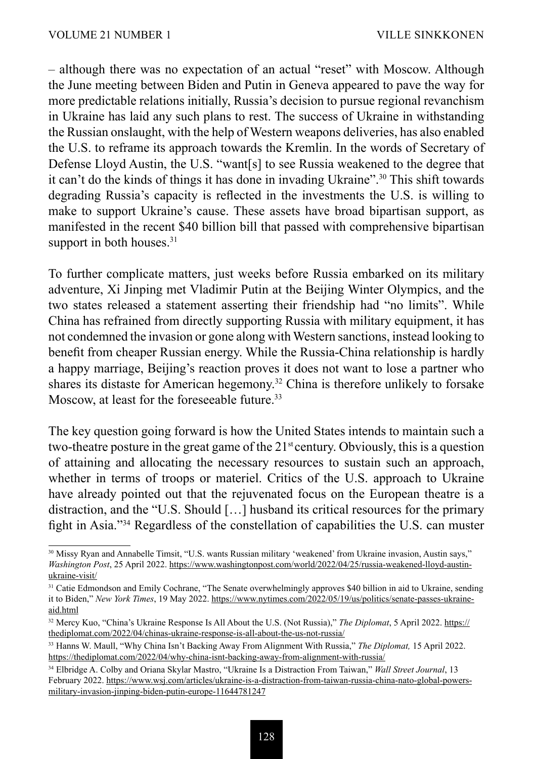– although there was no expectation of an actual "reset" with Moscow. Although the June meeting between Biden and Putin in Geneva appeared to pave the way for more predictable relations initially, Russia's decision to pursue regional revanchism in Ukraine has laid any such plans to rest. The success of Ukraine in withstanding the Russian onslaught, with the help of Western weapons deliveries, has also enabled the U.S. to reframe its approach towards the Kremlin. In the words of Secretary of Defense Lloyd Austin, the U.S. "want[s] to see Russia weakened to the degree that it can't do the kinds of things it has done in invading Ukraine".[30] This shift towards degrading Russia's capacity is reflected in the investments the U.S. is willing to make to support Ukraine's cause. These assets have broad bipartisan support, as manifested in the recent $40 billion bill that passed with comprehensive bipartisan support in both houses.[31]

To further complicate matters, just weeks before Russia embarked on its military adventure, Xi Jinping met Vladimir Putin at the Beijing Winter Olympics, and the two states released a statement asserting their friendship had "no limits". While China has refrained from directly supporting Russia with military equipment, it has not condemned the invasion or gone along with Western sanctions, instead looking to benefit from cheaper Russian energy. While the Russia-China relationship is hardly a happy marriage, Beijing's reaction proves it does not want to lose a partner who shares its distaste for American hegemony.[32] China is therefore unlikely to forsake Moscow, at least for the foreseeable future.[33]

The key question going forward is how the United States intends to maintain such a two-theatre posture in the great game of the 21st century. Obviously, this is a question of attaining and allocating the necessary resources to sustain such an approach, whether in terms of troops or materiel. Critics of the U.S. approach to Ukraine have already pointed out that the rejuvenated focus on the European theatre is a distraction, and the "U.S. Should […] husband its critical resources for the primary fight in Asia."[34] Regardless of the constellation of capabilities the U.S. can muster

---

[30] Missy Ryan and Annabelle Timsit, "U.S. wants Russian military 'weakened' from Ukraine invasion, Austin says," *Washington Post*, 25 April 2022. https://www.washingtonpost.com/world/2022/04/25/russia-weakened-lloyd-austin-ukraine-visit/

[31] Catie Edmondson and Emily Cochrane, "The Senate overwhelmingly approves $40 billion in aid to Ukraine, sending it to Biden," *New York Times*, 19 May 2022. https://www.nytimes.com/2022/05/19/us/politics/senate-passes-ukraine-aid.html

[32] Mercy Kuo, "China's Ukraine Response Is All About the U.S. (Not Russia)," *The Diplomat*, 5 April 2022. https://thediplomat.com/2022/04/chinas-ukraine-response-is-all-about-the-us-not-russia/

[33] Hanns W. Maull, "Why China Isn't Backing Away From Alignment With Russia," *The Diplomat,* 15 April 2022. https://thediplomat.com/2022/04/why-china-isnt-backing-away-from-alignment-with-russia/

[34] Elbridge A. Colby and Oriana Skylar Mastro, "Ukraine Is a Distraction From Taiwan," *Wall Street Journal*, 13 February 2022. https://www.wsj.com/articles/ukraine-is-a-distraction-from-taiwan-russia-china-nato-global-powers-military-invasion-jinping-biden-putin-europe-11644781247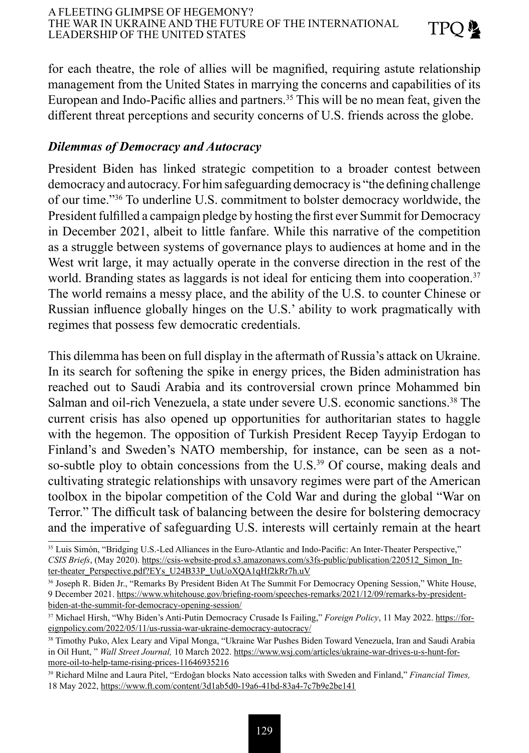for each theatre, the role of allies will be magnified, requiring astute relationship management from the United States in marrying the concerns and capabilities of its European and Indo-Pacific allies and partners.[35] This will be no mean feat, given the different threat perceptions and security concerns of U.S. friends across the globe.

### *Dilemmas of Democracy and Autocracy*

President Biden has linked strategic competition to a broader contest between democracy and autocracy. For him safeguarding democracy is "the defining challenge of our time."[36] To underline U.S. commitment to bolster democracy worldwide, the President fulfilled a campaign pledge by hosting the first ever Summit for Democracy in December 2021, albeit to little fanfare. While this narrative of the competition as a struggle between systems of governance plays to audiences at home and in the West writ large, it may actually operate in the converse direction in the rest of the world. Branding states as laggards is not ideal for enticing them into cooperation.[37] The world remains a messy place, and the ability of the U.S. to counter Chinese or Russian influence globally hinges on the U.S.' ability to work pragmatically with regimes that possess few democratic credentials.

This dilemma has been on full display in the aftermath of Russia's attack on Ukraine. In its search for softening the spike in energy prices, the Biden administration has reached out to Saudi Arabia and its controversial crown prince Mohammed bin Salman and oil-rich Venezuela, a state under severe U.S. economic sanctions.[38] The current crisis has also opened up opportunities for authoritarian states to haggle with the hegemon. The opposition of Turkish President Recep Tayyip Erdogan to Finland's and Sweden's NATO membership, for instance, can be seen as a not-so-subtle ploy to obtain concessions from the U.S.[39] Of course, making deals and cultivating strategic relationships with unsavory regimes were part of the American toolbox in the bipolar competition of the Cold War and during the global "War on Terror." The difficult task of balancing between the desire for bolstering democracy and the imperative of safeguarding U.S. interests will certainly remain at the heart

---

[35] Luis Simón, "Bridging U.S.-Led Alliances in the Euro-Atlantic and Indo-Pacific: An Inter-Theater Perspective," *CSIS Briefs*, (May 2020). https://csis-website-prod.s3.amazonaws.com/s3fs-public/publication/220512_Simon_Inter-theater_Perspective.pdf?EYs_U24B33P_UuUoXQA1qHf2kRr7h.uV

[36] Joseph R. Biden Jr., "Remarks By President Biden At The Summit For Democracy Opening Session," White House, 9 December 2021. https://www.whitehouse.gov/briefing-room/speeches-remarks/2021/12/09/remarks-by-president-biden-at-the-summit-for-democracy-opening-session/

[37] Michael Hirsh, "Why Biden's Anti-Putin Democracy Crusade Is Failing," *Foreign Policy*, 11 May 2022. https://foreignpolicy.com/2022/05/11/us-russia-war-ukraine-democracy-autocracy/

[38] Timothy Puko, Alex Leary and Vipal Monga, "Ukraine War Pushes Biden Toward Venezuela, Iran and Saudi Arabia in Oil Hunt, " *Wall Street Journal,* 10 March 2022. https://www.wsj.com/articles/ukraine-war-drives-u-s-hunt-for-more-oil-to-help-tame-rising-prices-11646935216

[39] Richard Milne and Laura Pitel, "Erdoğan blocks Nato accession talks with Sweden and Finland," *Financial Times,* 18 May 2022, https://www.ft.com/content/3d1ab5d0-19a6-41bd-83a4-7c7b9e2be141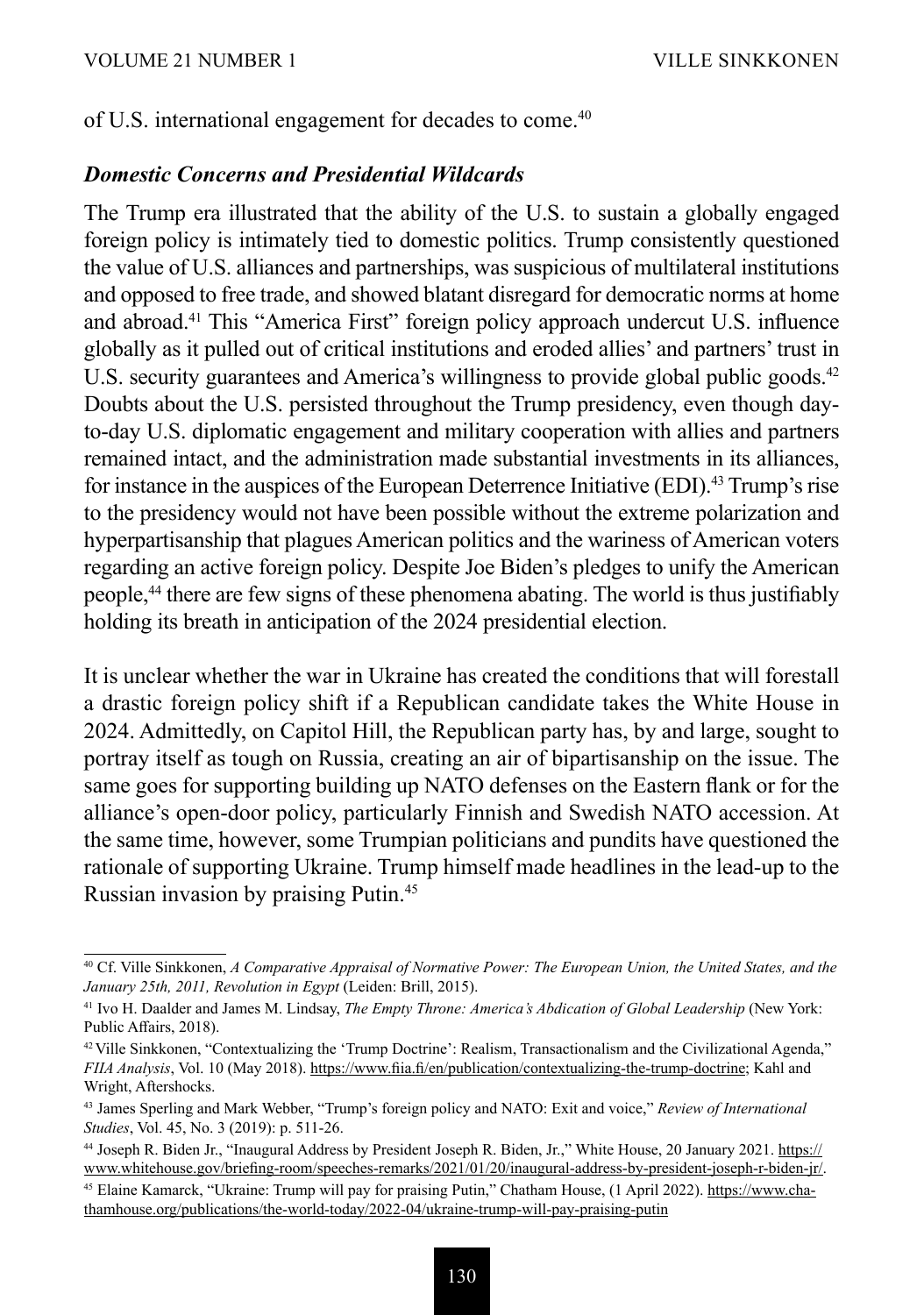of U.S. international engagement for decades to come.[40]

### *Domestic Concerns and Presidential Wildcards*

The Trump era illustrated that the ability of the U.S. to sustain a globally engaged foreign policy is intimately tied to domestic politics. Trump consistently questioned the value of U.S. alliances and partnerships, was suspicious of multilateral institutions and opposed to free trade, and showed blatant disregard for democratic norms at home and abroad.[41] This "America First" foreign policy approach undercut U.S. influence globally as it pulled out of critical institutions and eroded allies' and partners' trust in U.S. security guarantees and America's willingness to provide global public goods.[42] Doubts about the U.S. persisted throughout the Trump presidency, even though day-to-day U.S. diplomatic engagement and military cooperation with allies and partners remained intact, and the administration made substantial investments in its alliances, for instance in the auspices of the European Deterrence Initiative (EDI).[43] Trump's rise to the presidency would not have been possible without the extreme polarization and hyperpartisanship that plagues American politics and the wariness of American voters regarding an active foreign policy. Despite Joe Biden's pledges to unify the American people,[44] there are few signs of these phenomena abating. The world is thus justifiably holding its breath in anticipation of the 2024 presidential election.

It is unclear whether the war in Ukraine has created the conditions that will forestall a drastic foreign policy shift if a Republican candidate takes the White House in 2024. Admittedly, on Capitol Hill, the Republican party has, by and large, sought to portray itself as tough on Russia, creating an air of bipartisanship on the issue. The same goes for supporting building up NATO defenses on the Eastern flank or for the alliance's open-door policy, particularly Finnish and Swedish NATO accession. At the same time, however, some Trumpian politicians and pundits have questioned the rationale of supporting Ukraine. Trump himself made headlines in the lead-up to the Russian invasion by praising Putin.[45]

---

[40] Cf. Ville Sinkkonen, *A Comparative Appraisal of Normative Power: The European Union, the United States, and the January 25th, 2011, Revolution in Egypt* (Leiden: Brill, 2015).

[41] Ivo H. Daalder and James M. Lindsay, *The Empty Throne: America's Abdication of Global Leadership* (New York: Public Affairs, 2018).

[42] Ville Sinkkonen, "Contextualizing the 'Trump Doctrine': Realism, Transactionalism and the Civilizational Agenda," *FIIA Analysis*, Vol. 10 (May 2018). https://www.fiia.fi/en/publication/contextualizing-the-trump-doctrine; Kahl and Wright, Aftershocks.

[43] James Sperling and Mark Webber, "Trump's foreign policy and NATO: Exit and voice," *Review of International Studies*, Vol. 45, No. 3 (2019): p. 511-26.

[44] Joseph R. Biden Jr., "Inaugural Address by President Joseph R. Biden, Jr.," White House, 20 January 2021. https://www.whitehouse.gov/briefing-room/speeches-remarks/2021/01/20/inaugural-address-by-president-joseph-r-biden-jr/.

[45] Elaine Kamarck, "Ukraine: Trump will pay for praising Putin," Chatham House, (1 April 2022). https://www.chathamhouse.org/publications/the-world-today/2022-04/ukraine-trump-will-pay-praising-putin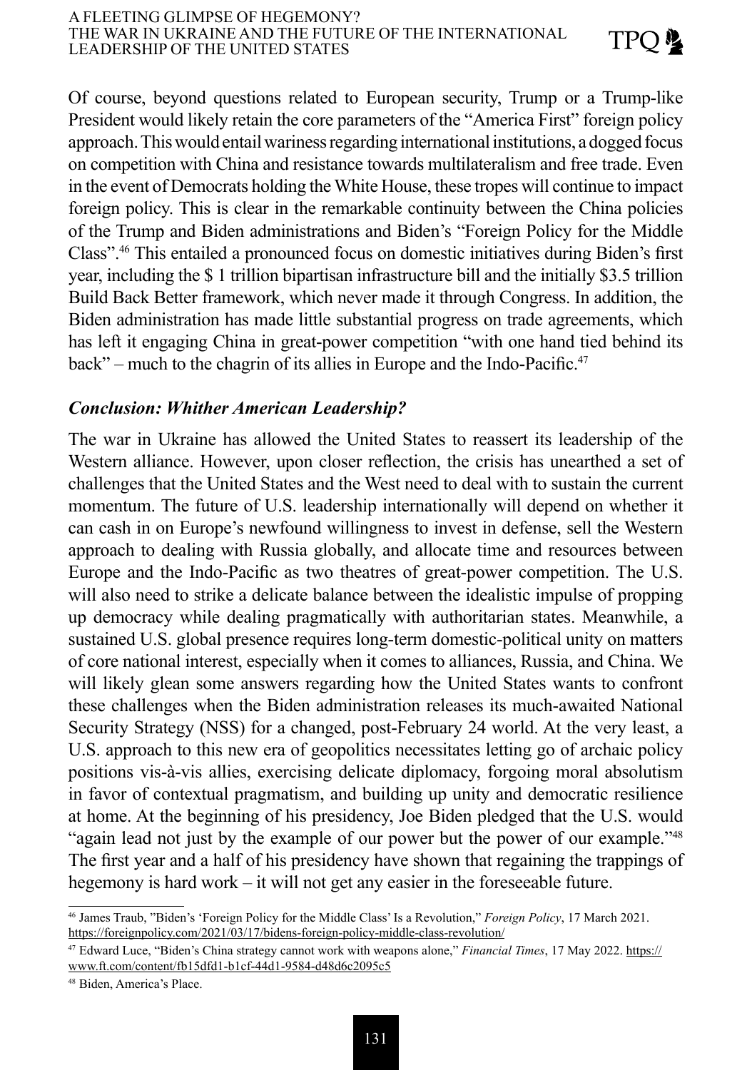Of course, beyond questions related to European security, Trump or a Trump-like President would likely retain the core parameters of the "America First" foreign policy approach. This would entail wariness regarding international institutions, a dogged focus on competition with China and resistance towards multilateralism and free trade. Even in the event of Democrats holding the White House, these tropes will continue to impact foreign policy. This is clear in the remarkable continuity between the China policies of the Trump and Biden administrations and Biden's "Foreign Policy for the Middle Class".[46] This entailed a pronounced focus on domestic initiatives during Biden's first year, including the $ 1 trillion bipartisan infrastructure bill and the initially $3.5 trillion Build Back Better framework, which never made it through Congress. In addition, the Biden administration has made little substantial progress on trade agreements, which has left it engaging China in great-power competition "with one hand tied behind its back" – much to the chagrin of its allies in Europe and the Indo-Pacific.[47]

### *Conclusion: Whither American Leadership?*

The war in Ukraine has allowed the United States to reassert its leadership of the Western alliance. However, upon closer reflection, the crisis has unearthed a set of challenges that the United States and the West need to deal with to sustain the current momentum. The future of U.S. leadership internationally will depend on whether it can cash in on Europe's newfound willingness to invest in defense, sell the Western approach to dealing with Russia globally, and allocate time and resources between Europe and the Indo-Pacific as two theatres of great-power competition. The U.S. will also need to strike a delicate balance between the idealistic impulse of propping up democracy while dealing pragmatically with authoritarian states. Meanwhile, a sustained U.S. global presence requires long-term domestic-political unity on matters of core national interest, especially when it comes to alliances, Russia, and China. We will likely glean some answers regarding how the United States wants to confront these challenges when the Biden administration releases its much-awaited National Security Strategy (NSS) for a changed, post-February 24 world. At the very least, a U.S. approach to this new era of geopolitics necessitates letting go of archaic policy positions vis-à-vis allies, exercising delicate diplomacy, forgoing moral absolutism in favor of contextual pragmatism, and building up unity and democratic resilience at home. At the beginning of his presidency, Joe Biden pledged that the U.S. would "again lead not just by the example of our power but the power of our example."[48] The first year and a half of his presidency have shown that regaining the trappings of hegemony is hard work – it will not get any easier in the foreseeable future.

---

[46] James Traub, "Biden's 'Foreign Policy for the Middle Class' Is a Revolution," *Foreign Policy*, 17 March 2021. https://foreignpolicy.com/2021/03/17/bidens-foreign-policy-middle-class-revolution/

[47] Edward Luce, "Biden's China strategy cannot work with weapons alone," *Financial Times*, 17 May 2022. https://www.ft.com/content/fb15dfd1-b1cf-44d1-9584-d48d6c2095c5

[48] Biden, America's Place.